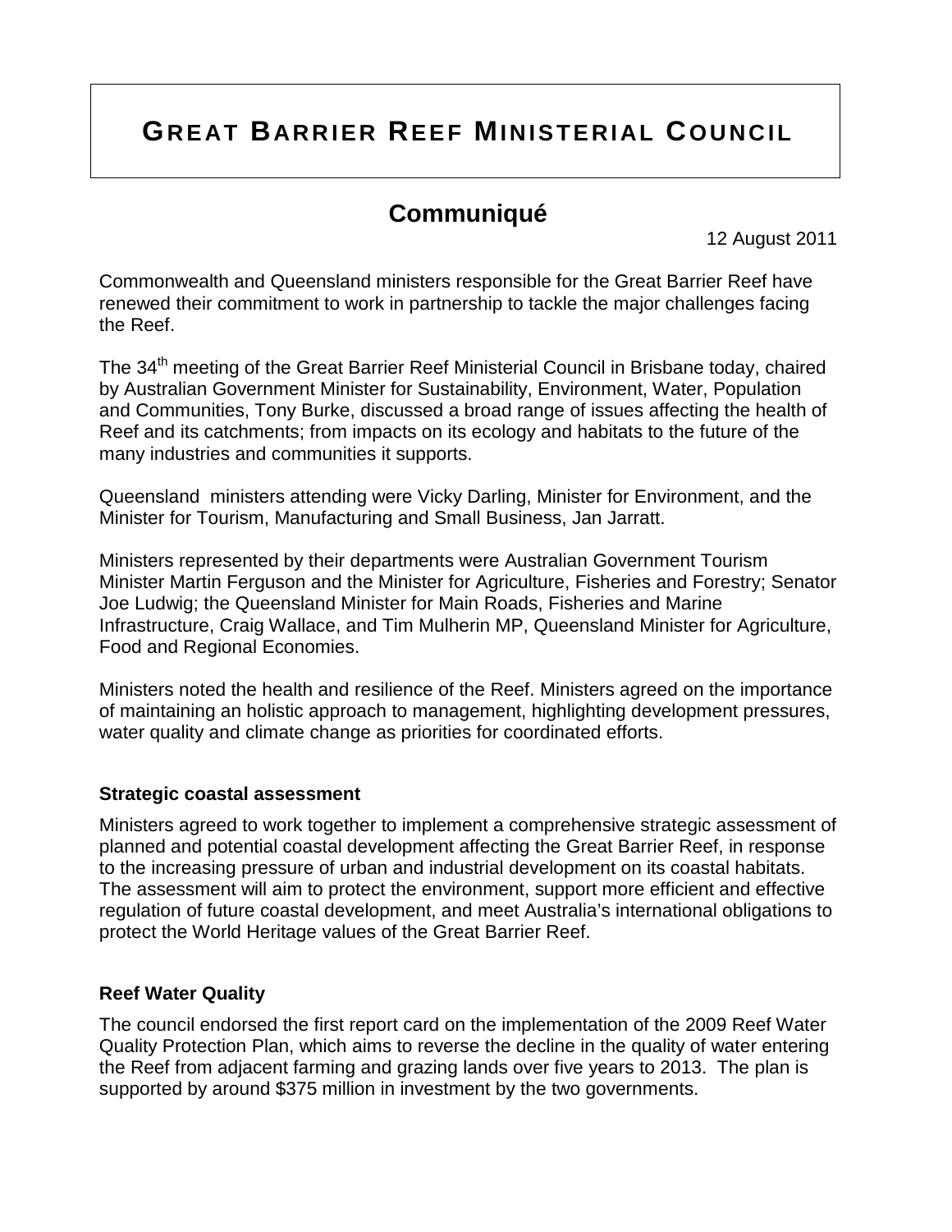# GREAT BARRIER REEF MINISTERIAL COUNCIL

## Communiqué

12 August 2011

Commonwealth and Queensland ministers responsible for the Great Barrier Reef have renewed their commitment to work in partnership to tackle the major challenges facing the Reef.

The 34th meeting of the Great Barrier Reef Ministerial Council in Brisbane today, chaired by Australian Government Minister for Sustainability, Environment, Water, Population and Communities, Tony Burke, discussed a broad range of issues affecting the health of Reef and its catchments; from impacts on its ecology and habitats to the future of the many industries and communities it supports.

Queensland  ministers attending were Vicky Darling, Minister for Environment, and the Minister for Tourism, Manufacturing and Small Business, Jan Jarratt.

Ministers represented by their departments were Australian Government Tourism Minister Martin Ferguson and the Minister for Agriculture, Fisheries and Forestry; Senator Joe Ludwig; the Queensland Minister for Main Roads, Fisheries and Marine Infrastructure, Craig Wallace, and Tim Mulherin MP, Queensland Minister for Agriculture, Food and Regional Economies.

Ministers noted the health and resilience of the Reef. Ministers agreed on the importance of maintaining an holistic approach to management, highlighting development pressures, water quality and climate change as priorities for coordinated efforts.

### Strategic coastal assessment

Ministers agreed to work together to implement a comprehensive strategic assessment of planned and potential coastal development affecting the Great Barrier Reef, in response to the increasing pressure of urban and industrial development on its coastal habitats. The assessment will aim to protect the environment, support more efficient and effective regulation of future coastal development, and meet Australia's international obligations to protect the World Heritage values of the Great Barrier Reef.

### Reef Water Quality

The council endorsed the first report card on the implementation of the 2009 Reef Water Quality Protection Plan, which aims to reverse the decline in the quality of water entering the Reef from adjacent farming and grazing lands over five years to 2013. The plan is supported by around $375 million in investment by the two governments.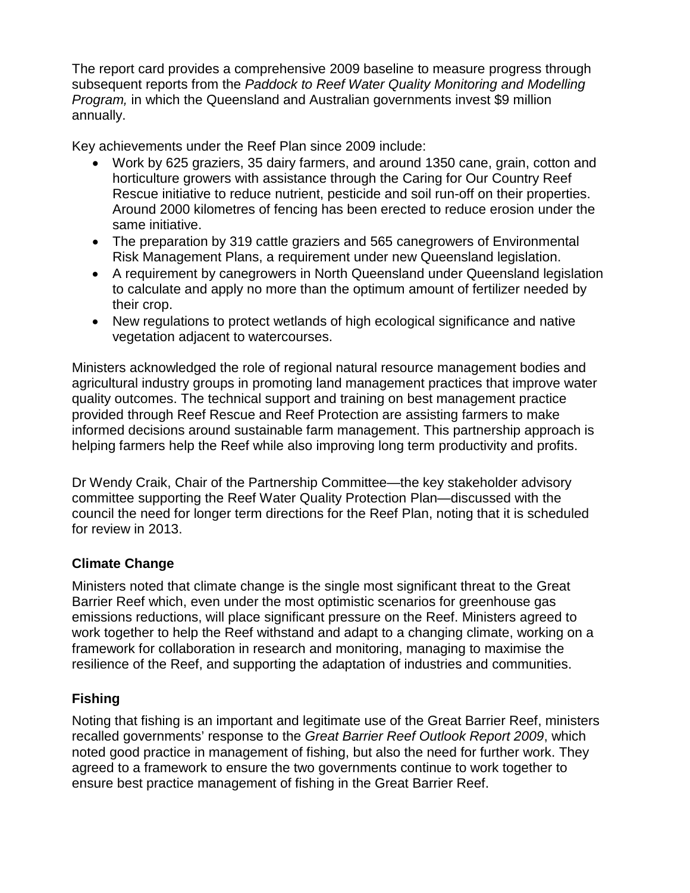The report card provides a comprehensive 2009 baseline to measure progress through subsequent reports from the *Paddock to Reef Water Quality Monitoring and Modelling Program,* in which the Queensland and Australian governments invest $9 million annually.

Key achievements under the Reef Plan since 2009 include:

- Work by 625 graziers, 35 dairy farmers, and around 1350 cane, grain, cotton and horticulture growers with assistance through the Caring for Our Country Reef Rescue initiative to reduce nutrient, pesticide and soil run-off on their properties. Around 2000 kilometres of fencing has been erected to reduce erosion under the same initiative.
- The preparation by 319 cattle graziers and 565 canegrowers of Environmental Risk Management Plans, a requirement under new Queensland legislation.
- A requirement by canegrowers in North Queensland under Queensland legislation to calculate and apply no more than the optimum amount of fertilizer needed by their crop.
- New regulations to protect wetlands of high ecological significance and native vegetation adjacent to watercourses.

Ministers acknowledged the role of regional natural resource management bodies and agricultural industry groups in promoting land management practices that improve water quality outcomes. The technical support and training on best management practice provided through Reef Rescue and Reef Protection are assisting farmers to make informed decisions around sustainable farm management. This partnership approach is helping farmers help the Reef while also improving long term productivity and profits.

Dr Wendy Craik, Chair of the Partnership Committee—the key stakeholder advisory committee supporting the Reef Water Quality Protection Plan—discussed with the council the need for longer term directions for the Reef Plan, noting that it is scheduled for review in 2013.

## Climate Change

Ministers noted that climate change is the single most significant threat to the Great Barrier Reef which, even under the most optimistic scenarios for greenhouse gas emissions reductions, will place significant pressure on the Reef. Ministers agreed to work together to help the Reef withstand and adapt to a changing climate, working on a framework for collaboration in research and monitoring, managing to maximise the resilience of the Reef, and supporting the adaptation of industries and communities.

## Fishing

Noting that fishing is an important and legitimate use of the Great Barrier Reef, ministers recalled governments' response to the *Great Barrier Reef Outlook Report 2009*, which noted good practice in management of fishing, but also the need for further work. They agreed to a framework to ensure the two governments continue to work together to ensure best practice management of fishing in the Great Barrier Reef.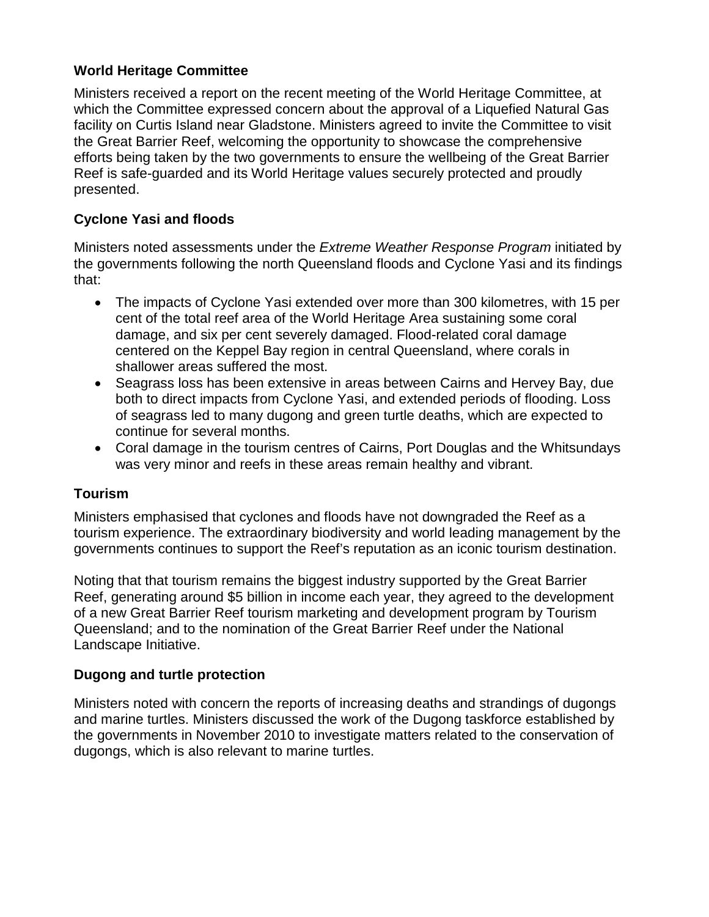## World Heritage Committee

Ministers received a report on the recent meeting of the World Heritage Committee, at which the Committee expressed concern about the approval of a Liquefied Natural Gas facility on Curtis Island near Gladstone. Ministers agreed to invite the Committee to visit the Great Barrier Reef, welcoming the opportunity to showcase the comprehensive efforts being taken by the two governments to ensure the wellbeing of the Great Barrier Reef is safe-guarded and its World Heritage values securely protected and proudly presented.

## Cyclone Yasi and floods

Ministers noted assessments under the *Extreme Weather Response Program* initiated by the governments following the north Queensland floods and Cyclone Yasi and its findings that:

- The impacts of Cyclone Yasi extended over more than 300 kilometres, with 15 per cent of the total reef area of the World Heritage Area sustaining some coral damage, and six per cent severely damaged. Flood-related coral damage centered on the Keppel Bay region in central Queensland, where corals in shallower areas suffered the most.
- Seagrass loss has been extensive in areas between Cairns and Hervey Bay, due both to direct impacts from Cyclone Yasi, and extended periods of flooding. Loss of seagrass led to many dugong and green turtle deaths, which are expected to continue for several months.
- Coral damage in the tourism centres of Cairns, Port Douglas and the Whitsundays was very minor and reefs in these areas remain healthy and vibrant.

## Tourism

Ministers emphasised that cyclones and floods have not downgraded the Reef as a tourism experience. The extraordinary biodiversity and world leading management by the governments continues to support the Reef's reputation as an iconic tourism destination.

Noting that that tourism remains the biggest industry supported by the Great Barrier Reef, generating around $5 billion in income each year, they agreed to the development of a new Great Barrier Reef tourism marketing and development program by Tourism Queensland; and to the nomination of the Great Barrier Reef under the National Landscape Initiative.

## Dugong and turtle protection

Ministers noted with concern the reports of increasing deaths and strandings of dugongs and marine turtles. Ministers discussed the work of the Dugong taskforce established by the governments in November 2010 to investigate matters related to the conservation of dugongs, which is also relevant to marine turtles.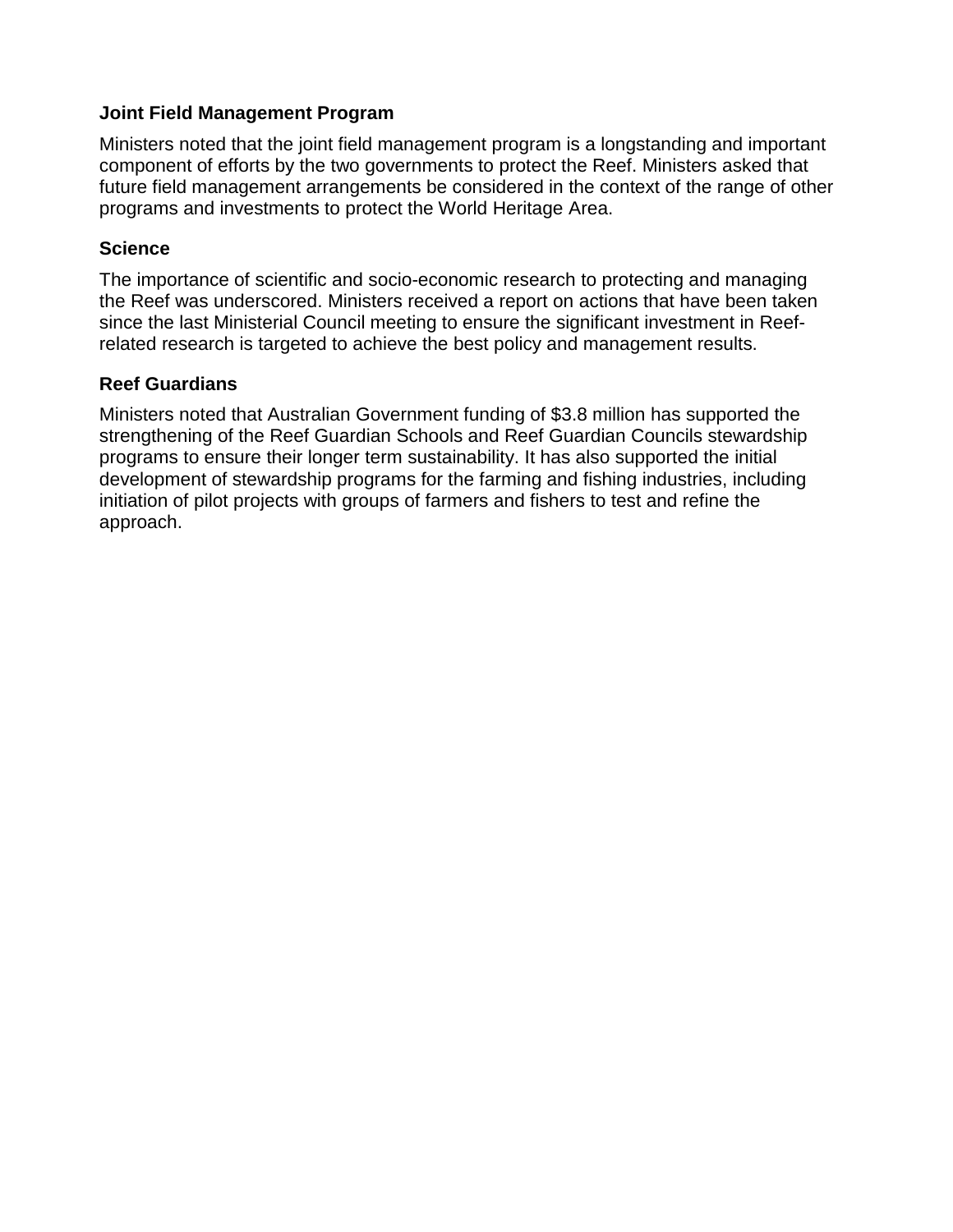**Joint Field Management Program**

Ministers noted that the joint field management program is a longstanding and important component of efforts by the two governments to protect the Reef. Ministers asked that future field management arrangements be considered in the context of the range of other programs and investments to protect the World Heritage Area.

**Science**

The importance of scientific and socio-economic research to protecting and managing the Reef was underscored. Ministers received a report on actions that have been taken since the last Ministerial Council meeting to ensure the significant investment in Reef-related research is targeted to achieve the best policy and management results.

**Reef Guardians**

Ministers noted that Australian Government funding of $3.8 million has supported the strengthening of the Reef Guardian Schools and Reef Guardian Councils stewardship programs to ensure their longer term sustainability. It has also supported the initial development of stewardship programs for the farming and fishing industries, including initiation of pilot projects with groups of farmers and fishers to test and refine the approach.